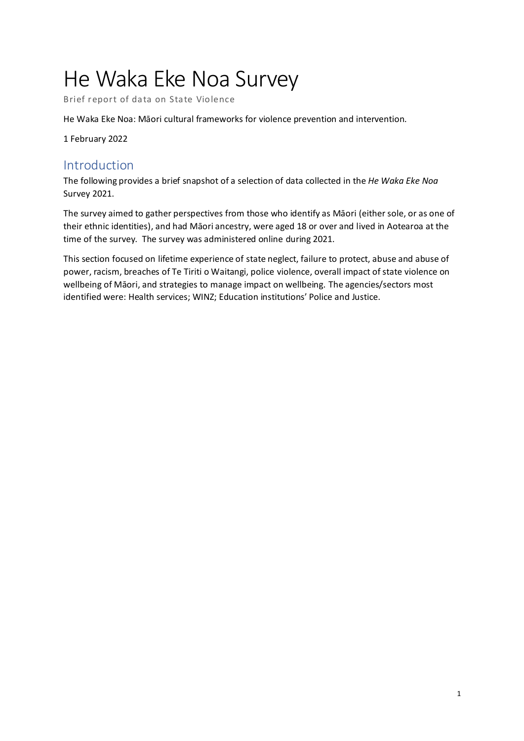# He Waka Eke Noa Survey

Brief report of data on State Violence

He Waka Eke Noa: Māori cultural frameworks for violence prevention and intervention.

1 February 2022

## Introduction

The following provides a brief snapshot of a selection of data collected in the *He Waka Eke Noa* Survey 2021.

The survey aimed to gather perspectives from those who identify as Māori (either sole, or as one of their ethnic identities), and had Māori ancestry, were aged 18 or over and lived in Aotearoa at the time of the survey. The survey was administered online during 2021.

This section focused on lifetime experience of state neglect, failure to protect, abuse and abuse of power, racism, breaches of Te Tiriti o Waitangi, police violence, overall impact of state violence on wellbeing of Māori, and strategies to manage impact on wellbeing. The agencies/sectors most identified were: Health services; WINZ; Education institutions' Police and Justice.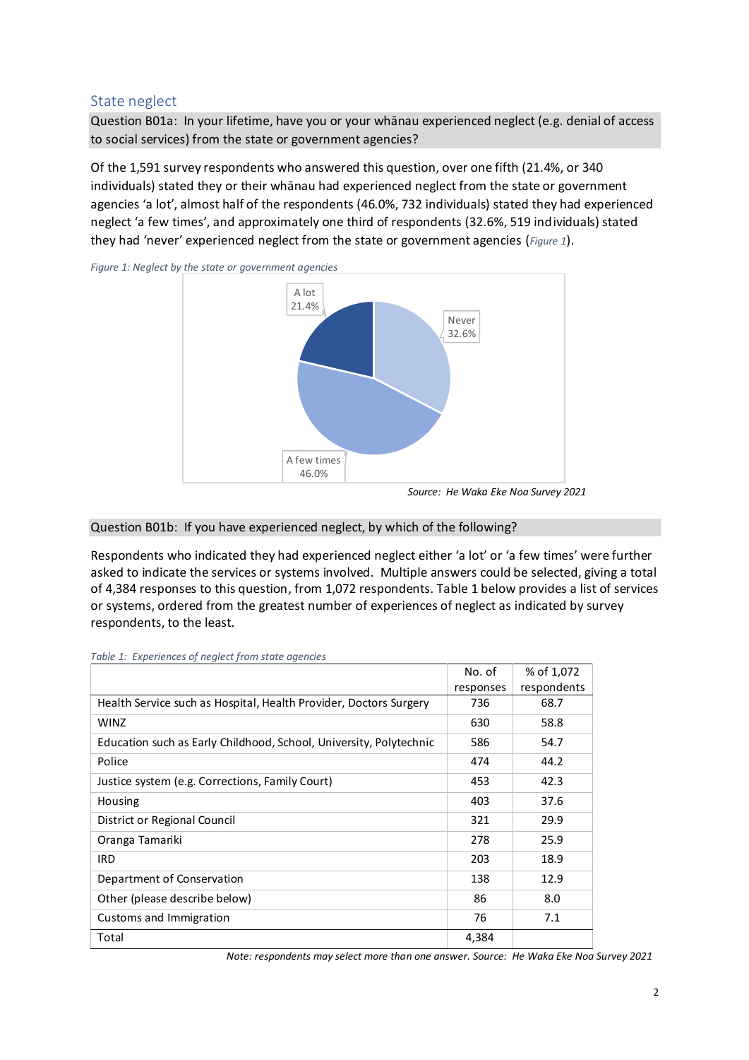## State neglect

Question B01a: In your lifetime, have you or your whānau experienced neglect (e.g. denial of access to social services) from the state or government agencies?

Of the 1,591 survey respondents who answered this question, over one fifth (21.4%, or 340 individuals) stated they or their whānau had experienced neglect from the state or government agencies 'a lot', almost half of the respondents (46.0%, 732 individuals) stated they had experienced neglect 'a few times', and approximately one third of respondents (32.6%, 519 individuals) stated they had 'never' experienced neglect from the state or government agencies (*Figure 1*).

*Figure 1: Neglect by the state or government agencies*

A lot
21.4%

Never
32.6%

A few times
46.0%

*Source: He Waka Eke Noa Survey 2021*

Question B01b: If you have experienced neglect, by which of the following?

Respondents who indicated they had experienced neglect either 'a lot' or 'a few times' were further asked to indicate the services or systems involved. Multiple answers could be selected, giving a total of 4,384 responses to this question, from 1,072 respondents. Table 1 below provides a list of services or systems, ordered from the greatest number of experiences of neglect as indicated by survey respondents, to the least.

*Table 1: Experiences of neglect from state agencies*

| | No. of responses | % of 1,072 respondents |
|---|---|---|
| Health Service such as Hospital, Health Provider, Doctors Surgery | 736 | 68.7 |
| WINZ | 630 | 58.8 |
| Education such as Early Childhood, School, University, Polytechnic | 586 | 54.7 |
| Police | 474 | 44.2 |
| Justice system (e.g. Corrections, Family Court) | 453 | 42.3 |
| Housing | 403 | 37.6 |
| District or Regional Council | 321 | 29.9 |
| Oranga Tamariki | 278 | 25.9 |
| IRD | 203 | 18.9 |
| Department of Conservation | 138 | 12.9 |
| Other (please describe below) | 86 | 8.0 |
| Customs and Immigration | 76 | 7.1 |
| Total | 4,384 | |

*Note: respondents may select more than one answer. Source: He Waka Eke Noa Survey 2021*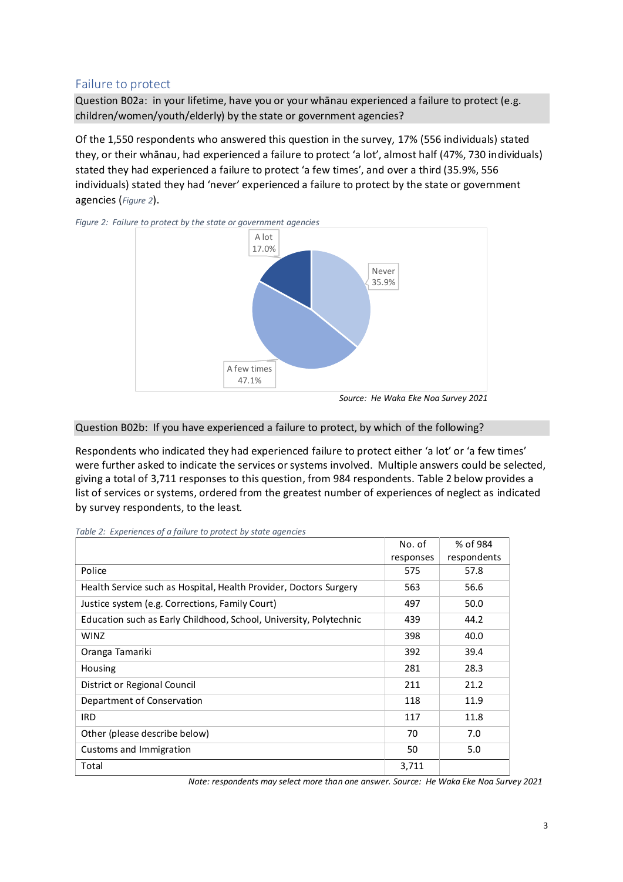## Failure to protect

Question B02a: in your lifetime, have you or your whānau experienced a failure to protect (e.g. children/women/youth/elderly) by the state or government agencies?

Of the 1,550 respondents who answered this question in the survey, 17% (556 individuals) stated they, or their whānau, had experienced a failure to protect 'a lot', almost half (47%, 730 individuals) stated they had experienced a failure to protect 'a few times', and over a third (35.9%, 556 individuals) stated they had 'never' experienced a failure to protect by the state or government agencies (*Figure 2*).

*Figure 2: Failure to protect by the state or government agencies*

A lot
17.0%

Never
35.9%

A few times
47.1%

*Source: He Waka Eke Noa Survey 2021*

Question B02b: If you have experienced a failure to protect, by which of the following?

Respondents who indicated they had experienced failure to protect either 'a lot' or 'a few times' were further asked to indicate the services or systems involved. Multiple answers could be selected, giving a total of 3,711 responses to this question, from 984 respondents. Table 2 below provides a list of services or systems, ordered from the greatest number of experiences of neglect as indicated by survey respondents, to the least.

*Table 2: Experiences of a failure to protect by state agencies*

| | No. of responses | % of 984 respondents |
|---|---|---|
| Police | 575 | 57.8 |
| Health Service such as Hospital, Health Provider, Doctors Surgery | 563 | 56.6 |
| Justice system (e.g. Corrections, Family Court) | 497 | 50.0 |
| Education such as Early Childhood, School, University, Polytechnic | 439 | 44.2 |
| WINZ | 398 | 40.0 |
| Oranga Tamariki | 392 | 39.4 |
| Housing | 281 | 28.3 |
| District or Regional Council | 211 | 21.2 |
| Department of Conservation | 118 | 11.9 |
| IRD | 117 | 11.8 |
| Other (please describe below) | 70 | 7.0 |
| Customs and Immigration | 50 | 5.0 |
| Total | 3,711 | |

*Note: respondents may select more than one answer. Source: He Waka Eke Noa Survey 2021*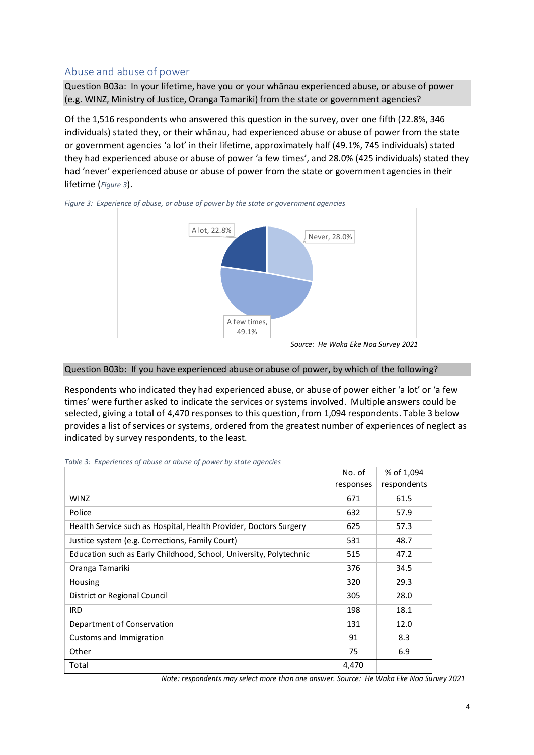## Abuse and abuse of power

Question B03a: In your lifetime, have you or your whānau experienced abuse, or abuse of power (e.g. WINZ, Ministry of Justice, Oranga Tamariki) from the state or government agencies?

Of the 1,516 respondents who answered this question in the survey, over one fifth (22.8%, 346 individuals) stated they, or their whānau, had experienced abuse or abuse of power from the state or government agencies 'a lot' in their lifetime, approximately half (49.1%, 745 individuals) stated they had experienced abuse or abuse of power 'a few times', and 28.0% (425 individuals) stated they had 'never' experienced abuse or abuse of power from the state or government agencies in their lifetime (*Figure 3*).

*Figure 3: Experience of abuse, or abuse of power by the state or government agencies*

A lot, 22.8%

Never, 28.0%

A few times, 49.1%

*Source: He Waka Eke Noa Survey 2021*

Question B03b: If you have experienced abuse or abuse of power, by which of the following?

Respondents who indicated they had experienced abuse, or abuse of power either 'a lot' or 'a few times' were further asked to indicate the services or systems involved. Multiple answers could be selected, giving a total of 4,470 responses to this question, from 1,094 respondents. Table 3 below provides a list of services or systems, ordered from the greatest number of experiences of neglect as indicated by survey respondents, to the least.

*Table 3: Experiences of abuse or abuse of power by state agencies*

| | No. of responses | % of 1,094 respondents |
|---|---|---|
| WINZ | 671 | 61.5 |
| Police | 632 | 57.9 |
| Health Service such as Hospital, Health Provider, Doctors Surgery | 625 | 57.3 |
| Justice system (e.g. Corrections, Family Court) | 531 | 48.7 |
| Education such as Early Childhood, School, University, Polytechnic | 515 | 47.2 |
| Oranga Tamariki | 376 | 34.5 |
| Housing | 320 | 29.3 |
| District or Regional Council | 305 | 28.0 |
| IRD | 198 | 18.1 |
| Department of Conservation | 131 | 12.0 |
| Customs and Immigration | 91 | 8.3 |
| Other | 75 | 6.9 |
| Total | 4,470 | |

*Note: respondents may select more than one answer. Source: He Waka Eke Noa Survey 2021*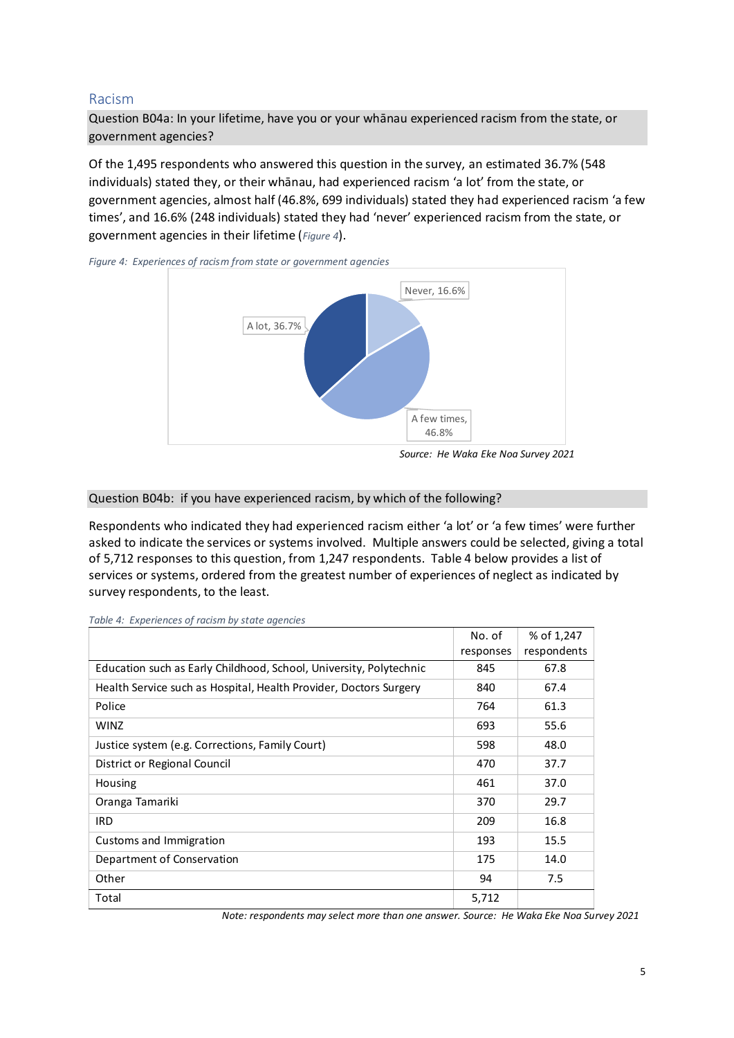## Racism

Question B04a: In your lifetime, have you or your whānau experienced racism from the state, or government agencies?

Of the 1,495 respondents who answered this question in the survey, an estimated 36.7% (548 individuals) stated they, or their whānau, had experienced racism 'a lot' from the state, or government agencies, almost half (46.8%, 699 individuals) stated they had experienced racism 'a few times', and 16.6% (248 individuals) stated they had 'never' experienced racism from the state, or government agencies in their lifetime (*Figure 4*).

*Figure 4: Experiences of racism from state or government agencies*

Never, 16.6%

A lot, 36.7%

A few times, 46.8%

*Source: He Waka Eke Noa Survey 2021*

Question B04b: if you have experienced racism, by which of the following?

Respondents who indicated they had experienced racism either 'a lot' or 'a few times' were further asked to indicate the services or systems involved. Multiple answers could be selected, giving a total of 5,712 responses to this question, from 1,247 respondents. Table 4 below provides a list of services or systems, ordered from the greatest number of experiences of neglect as indicated by survey respondents, to the least.

*Table 4: Experiences of racism by state agencies*

| | No. of responses | % of 1,247 respondents |
|---|---|---|
| Education such as Early Childhood, School, University, Polytechnic | 845 | 67.8 |
| Health Service such as Hospital, Health Provider, Doctors Surgery | 840 | 67.4 |
| Police | 764 | 61.3 |
| WINZ | 693 | 55.6 |
| Justice system (e.g. Corrections, Family Court) | 598 | 48.0 |
| District or Regional Council | 470 | 37.7 |
| Housing | 461 | 37.0 |
| Oranga Tamariki | 370 | 29.7 |
| IRD | 209 | 16.8 |
| Customs and Immigration | 193 | 15.5 |
| Department of Conservation | 175 | 14.0 |
| Other | 94 | 7.5 |
| Total | 5,712 | |

*Note: respondents may select more than one answer. Source: He Waka Eke Noa Survey 2021*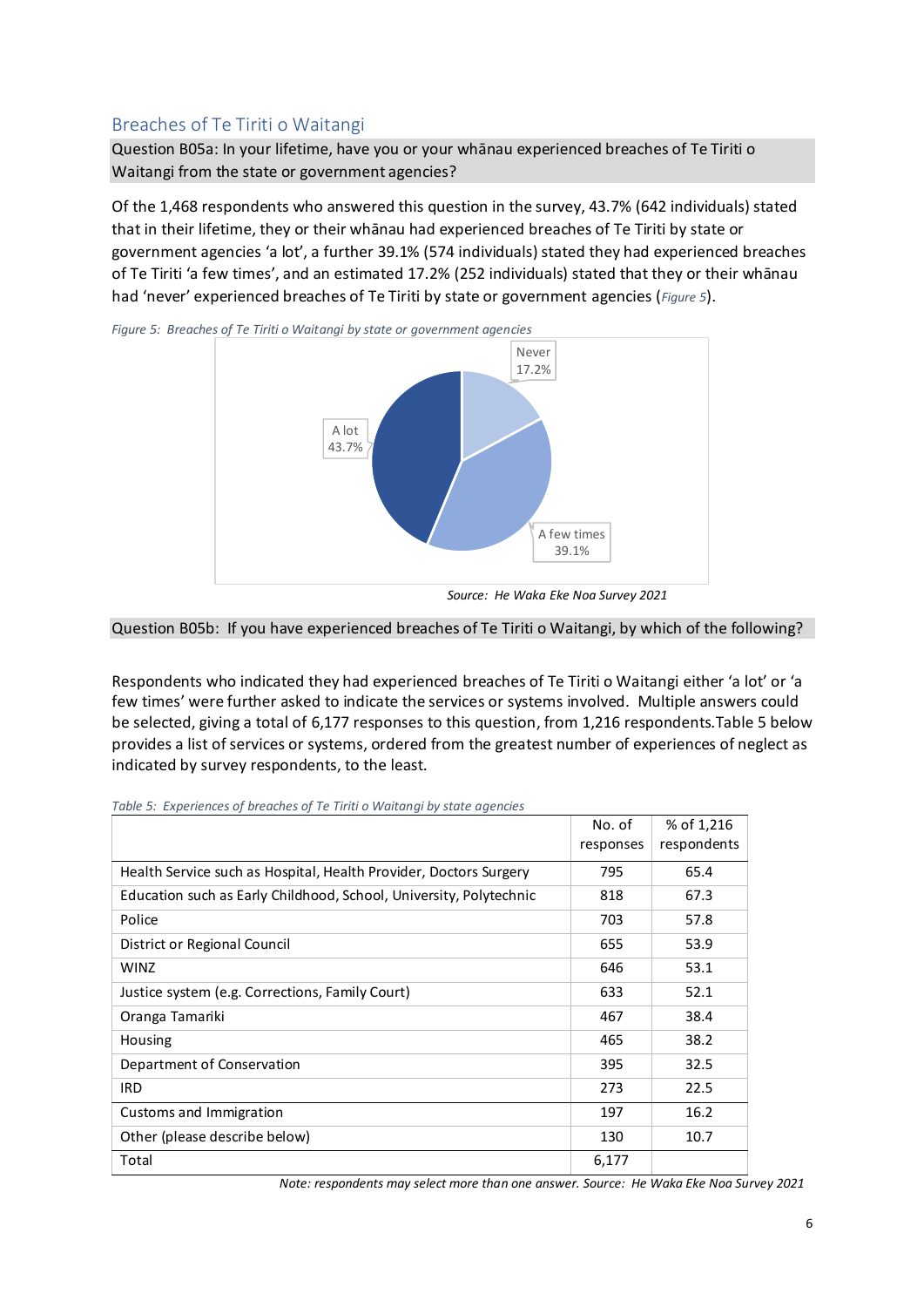## Breaches of Te Tiriti o Waitangi

Question B05a: In your lifetime, have you or your whānau experienced breaches of Te Tiriti o Waitangi from the state or government agencies?

Of the 1,468 respondents who answered this question in the survey, 43.7% (642 individuals) stated that in their lifetime, they or their whānau had experienced breaches of Te Tiriti by state or government agencies 'a lot', a further 39.1% (574 individuals) stated they had experienced breaches of Te Tiriti 'a few times', and an estimated 17.2% (252 individuals) stated that they or their whānau had 'never' experienced breaches of Te Tiriti by state or government agencies (*Figure 5*).

*Figure 5: Breaches of Te Tiriti o Waitangi by state or government agencies*

Never
17.2%

A lot
43.7%

A few times
39.1%

*Source: He Waka Eke Noa Survey 2021*

Question B05b: If you have experienced breaches of Te Tiriti o Waitangi, by which of the following?

Respondents who indicated they had experienced breaches of Te Tiriti o Waitangi either 'a lot' or 'a few times' were further asked to indicate the services or systems involved. Multiple answers could be selected, giving a total of 6,177 responses to this question, from 1,216 respondents. Table 5 below provides a list of services or systems, ordered from the greatest number of experiences of neglect as indicated by survey respondents, to the least.

*Table 5: Experiences of breaches of Te Tiriti o Waitangi by state agencies*

| | No. of responses | % of 1,216 respondents |
|---|---|---|
| Health Service such as Hospital, Health Provider, Doctors Surgery | 795 | 65.4 |
| Education such as Early Childhood, School, University, Polytechnic | 818 | 67.3 |
| Police | 703 | 57.8 |
| District or Regional Council | 655 | 53.9 |
| WINZ | 646 | 53.1 |
| Justice system (e.g. Corrections, Family Court) | 633 | 52.1 |
| Oranga Tamariki | 467 | 38.4 |
| Housing | 465 | 38.2 |
| Department of Conservation | 395 | 32.5 |
| IRD | 273 | 22.5 |
| Customs and Immigration | 197 | 16.2 |
| Other (please describe below) | 130 | 10.7 |
| Total | 6,177 | |

*Note: respondents may select more than one answer. Source: He Waka Eke Noa Survey 2021*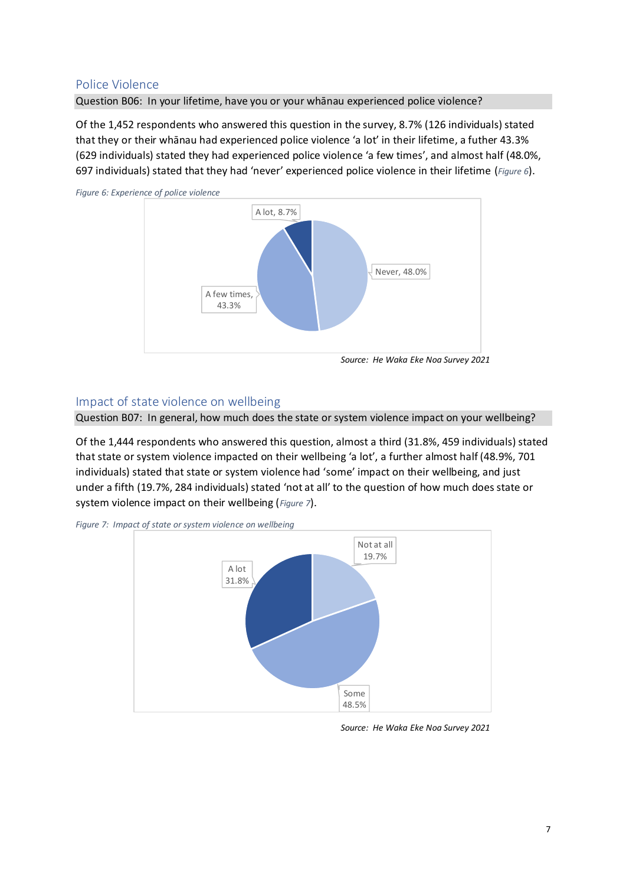## Police Violence

**Question B06: In your lifetime, have you or your whānau experienced police violence?**

Of the 1,452 respondents who answered this question in the survey, 8.7% (126 individuals) stated that they or their whānau had experienced police violence 'a lot' in their lifetime, a futher 43.3% (629 individuals) stated they had experienced police violence 'a few times', and almost half (48.0%, 697 individuals) stated that they had 'never' experienced police violence in their lifetime (*Figure 6*).

*Figure 6: Experience of police violence*

A lot, 8.7%

Never, 48.0%

A few times, 43.3%

*Source: He Waka Eke Noa Survey 2021*

## Impact of state violence on wellbeing

**Question B07: In general, how much does the state or system violence impact on your wellbeing?**

Of the 1,444 respondents who answered this question, almost a third (31.8%, 459 individuals) stated that state or system violence impacted on their wellbeing 'a lot', a further almost half (48.9%, 701 individuals) stated that state or system violence had 'some' impact on their wellbeing, and just under a fifth (19.7%, 284 individuals) stated 'not at all' to the question of how much does state or system violence impact on their wellbeing (*Figure 7*).

*Figure 7: Impact of state or system violence on wellbeing*

Not at all 19.7%

A lot 31.8%

Some 48.5%

*Source: He Waka Eke Noa Survey 2021*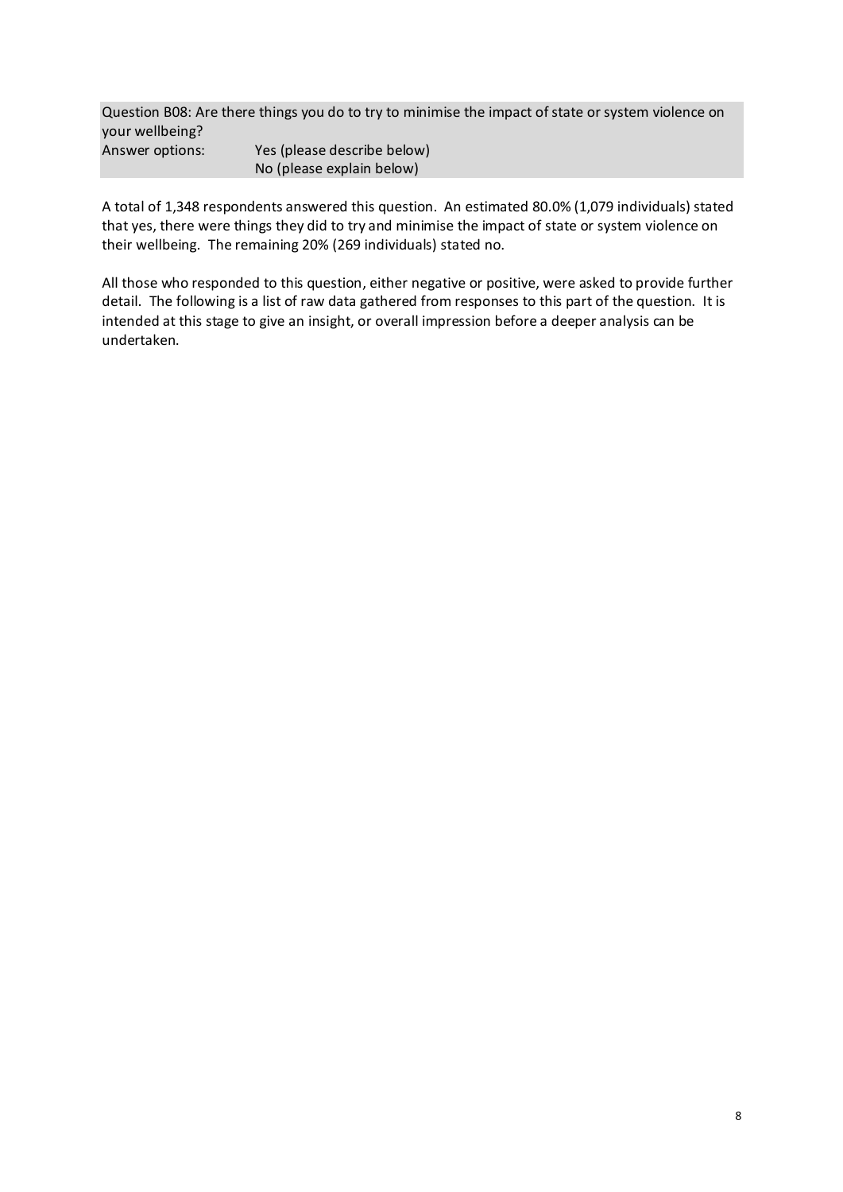Question B08: Are there things you do to try to minimise the impact of state or system violence on your wellbeing?

| | |
|---|---|
| Answer options: | Yes (please describe below) |
| | No (please explain below) |

A total of 1,348 respondents answered this question. An estimated 80.0% (1,079 individuals) stated that yes, there were things they did to try and minimise the impact of state or system violence on their wellbeing. The remaining 20% (269 individuals) stated no.

All those who responded to this question, either negative or positive, were asked to provide further detail. The following is a list of raw data gathered from responses to this part of the question. It is intended at this stage to give an insight, or overall impression before a deeper analysis can be undertaken.